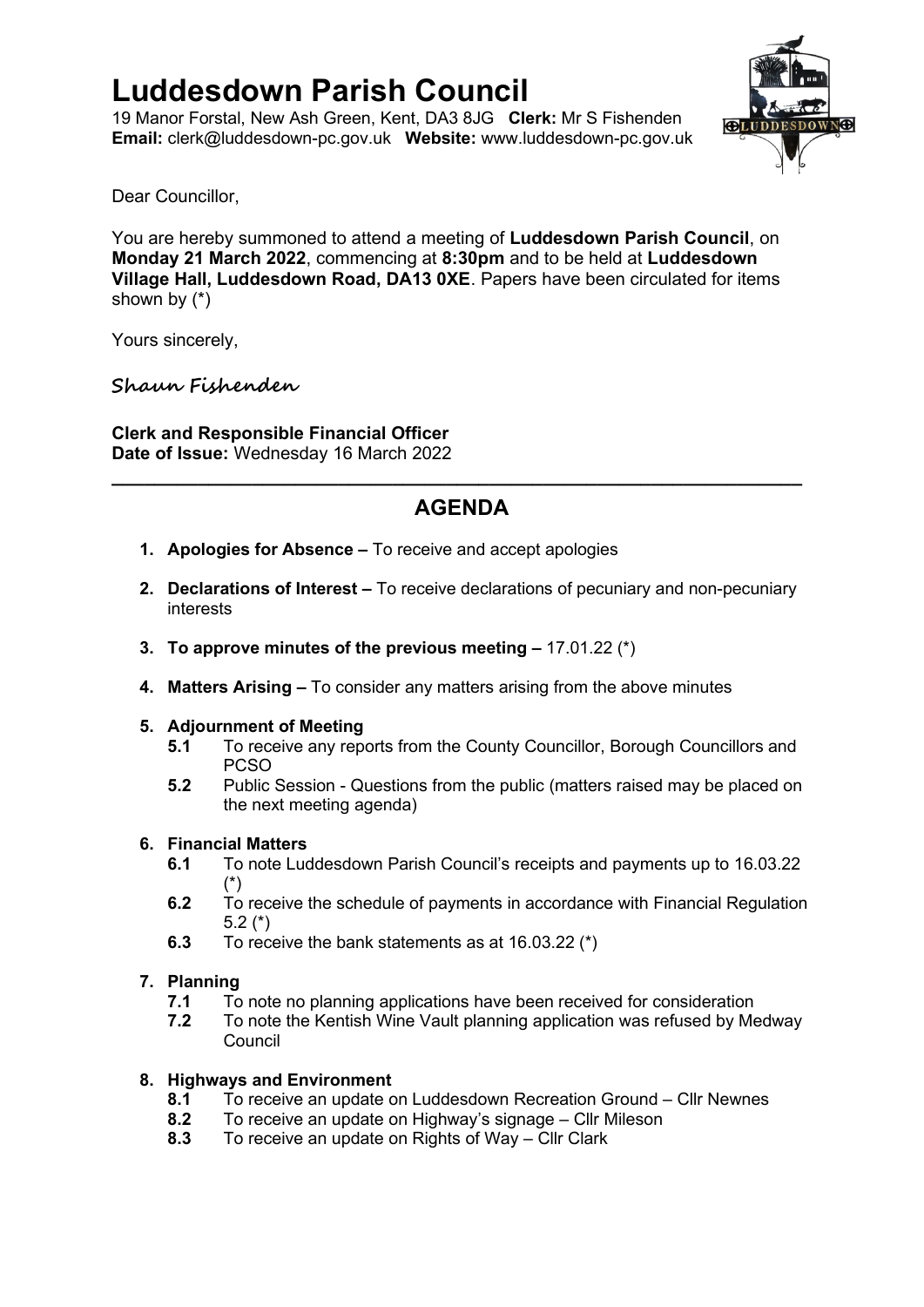# Luddesdown Parish Council

19 Manor Forstal, New Ash Green, Kent, DA3 8JG **Clerk:** Mr S Fishenden
**Email:** clerk@luddesdown-pc.gov.uk **Website:** www.luddesdown-pc.gov.uk

Dear Councillor,

You are hereby summoned to attend a meeting of **Luddesdown Parish Council**, on **Monday 21 March 2022**, commencing at **8:30pm** and to be held at **Luddesdown Village Hall, Luddesdown Road, DA13 0XE**. Papers have been circulated for items shown by (*)

Yours sincerely,

*Shaun Fishenden*

**Clerk and Responsible Financial Officer**
**Date of Issue:** Wednesday 16 March 2022

---

## AGENDA

1. **Apologies for Absence –** To receive and accept apologies

2. **Declarations of Interest –** To receive declarations of pecuniary and non-pecuniary interests

3. **To approve minutes of the previous meeting –** 17.01.22 (*)

4. **Matters Arising –** To consider any matters arising from the above minutes

5. **Adjournment of Meeting**
   - **5.1** To receive any reports from the County Councillor, Borough Councillors and PCSO
   - **5.2** Public Session - Questions from the public (matters raised may be placed on the next meeting agenda)

6. **Financial Matters**
   - **6.1** To note Luddesdown Parish Council's receipts and payments up to 16.03.22 (*)
   - **6.2** To receive the schedule of payments in accordance with Financial Regulation 5.2 (*)
   - **6.3** To receive the bank statements as at 16.03.22 (*)

7. **Planning**
   - **7.1** To note no planning applications have been received for consideration
   - **7.2** To note the Kentish Wine Vault planning application was refused by Medway Council

8. **Highways and Environment**
   - **8.1** To receive an update on Luddesdown Recreation Ground – Cllr Newnes
   - **8.2** To receive an update on Highway's signage – Cllr Mileson
   - **8.3** To receive an update on Rights of Way – Cllr Clark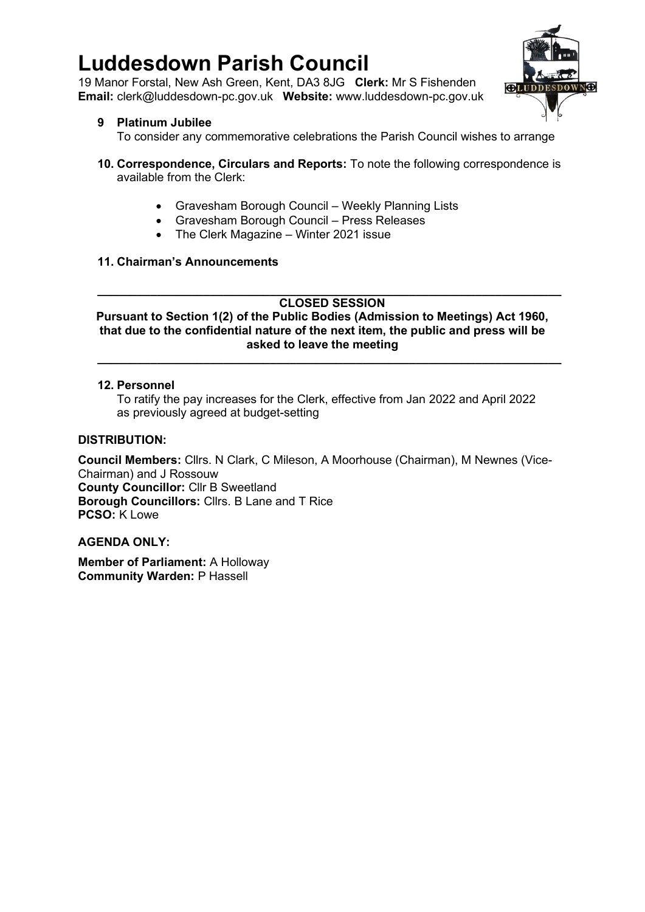# Luddesdown Parish Council

19 Manor Forstal, New Ash Green, Kent, DA3 8JG **Clerk:** Mr S Fishenden
**Email:** clerk@luddesdown-pc.gov.uk **Website:** www.luddesdown-pc.gov.uk

**9 Platinum Jubilee**
To consider any commemorative celebrations the Parish Council wishes to arrange

**10. Correspondence, Circulars and Reports:** To note the following correspondence is available from the Clerk:

- Gravesham Borough Council – Weekly Planning Lists
- Gravesham Borough Council – Press Releases
- The Clerk Magazine – Winter 2021 issue

**11. Chairman's Announcements**

---

**CLOSED SESSION**

**Pursuant to Section 1(2) of the Public Bodies (Admission to Meetings) Act 1960, that due to the confidential nature of the next item, the public and press will be asked to leave the meeting**

---

**12. Personnel**
To ratify the pay increases for the Clerk, effective from Jan 2022 and April 2022 as previously agreed at budget-setting

**DISTRIBUTION:**

**Council Members:** Cllrs. N Clark, C Mileson, A Moorhouse (Chairman), M Newnes (Vice-Chairman) and J Rossouw
**County Councillor:** Cllr B Sweetland
**Borough Councillors:** Cllrs. B Lane and T Rice
**PCSO:** K Lowe

**AGENDA ONLY:**

**Member of Parliament:** A Holloway
**Community Warden:** P Hassell